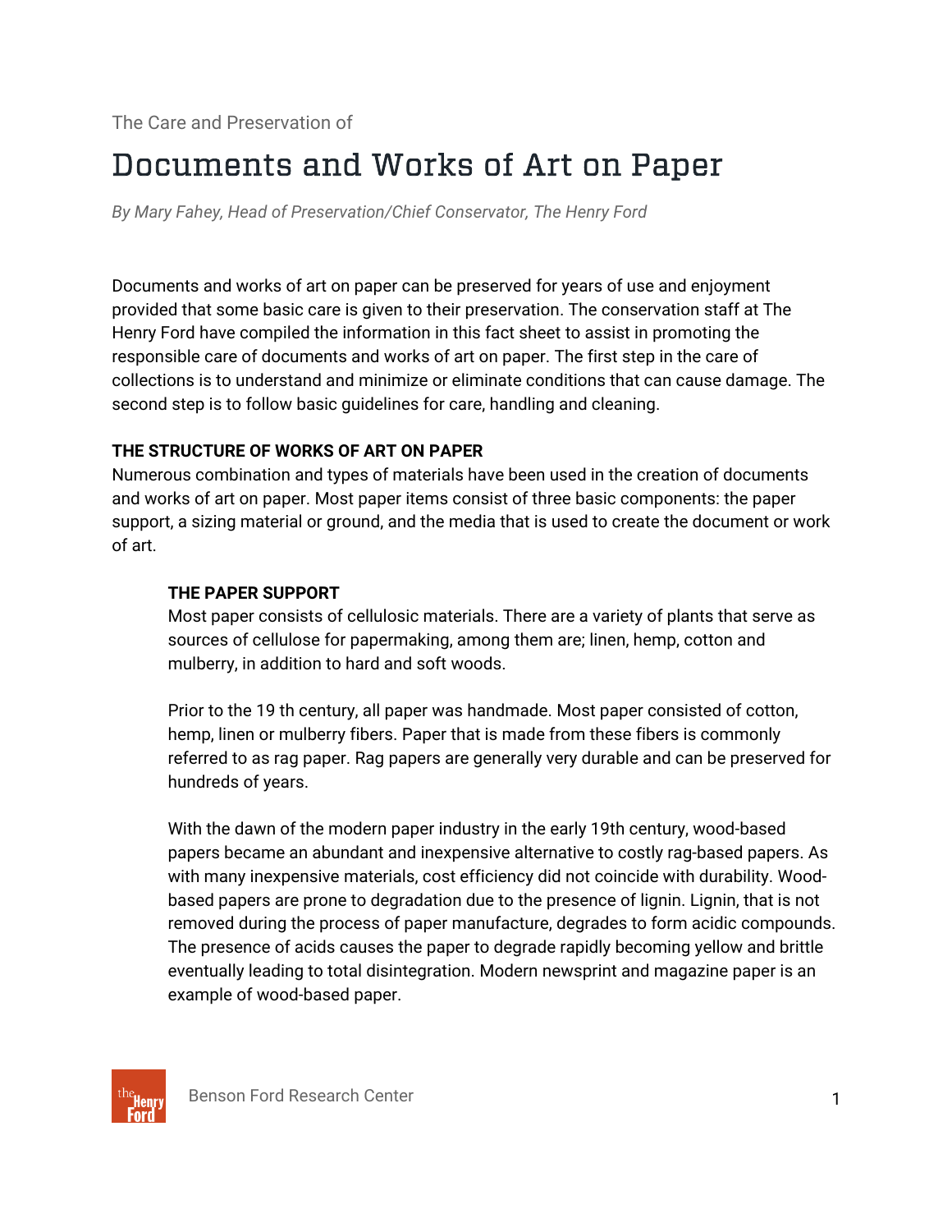The Care and Preservation of

# Documents and Works of Art on Paper

*By Mary Fahey, Head of Preservation/Chief Conservator, The Henry Ford*

Documents and works of art on paper can be preserved for years of use and enjoyment provided that some basic care is given to their preservation. The conservation staff at The Henry Ford have compiled the information in this fact sheet to assist in promoting the responsible care of documents and works of art on paper. The first step in the care of collections is to understand and minimize or eliminate conditions that can cause damage. The second step is to follow basic guidelines for care, handling and cleaning.

## THE STRUCTURE OF WORKS OF ART ON PAPER

Numerous combination and types of materials have been used in the creation of documents and works of art on paper. Most paper items consist of three basic components: the paper support, a sizing material or ground, and the media that is used to create the document or work of art.

### THE PAPER SUPPORT

Most paper consists of cellulosic materials. There are a variety of plants that serve as sources of cellulose for papermaking, among them are; linen, hemp, cotton and mulberry, in addition to hard and soft woods.

Prior to the 19 th century, all paper was handmade. Most paper consisted of cotton, hemp, linen or mulberry fibers. Paper that is made from these fibers is commonly referred to as rag paper. Rag papers are generally very durable and can be preserved for hundreds of years.

With the dawn of the modern paper industry in the early 19th century, wood-based papers became an abundant and inexpensive alternative to costly rag-based papers. As with many inexpensive materials, cost efficiency did not coincide with durability. Wood-based papers are prone to degradation due to the presence of lignin. Lignin, that is not removed during the process of paper manufacture, degrades to form acidic compounds. The presence of acids causes the paper to degrade rapidly becoming yellow and brittle eventually leading to total disintegration. Modern newsprint and magazine paper is an example of wood-based paper.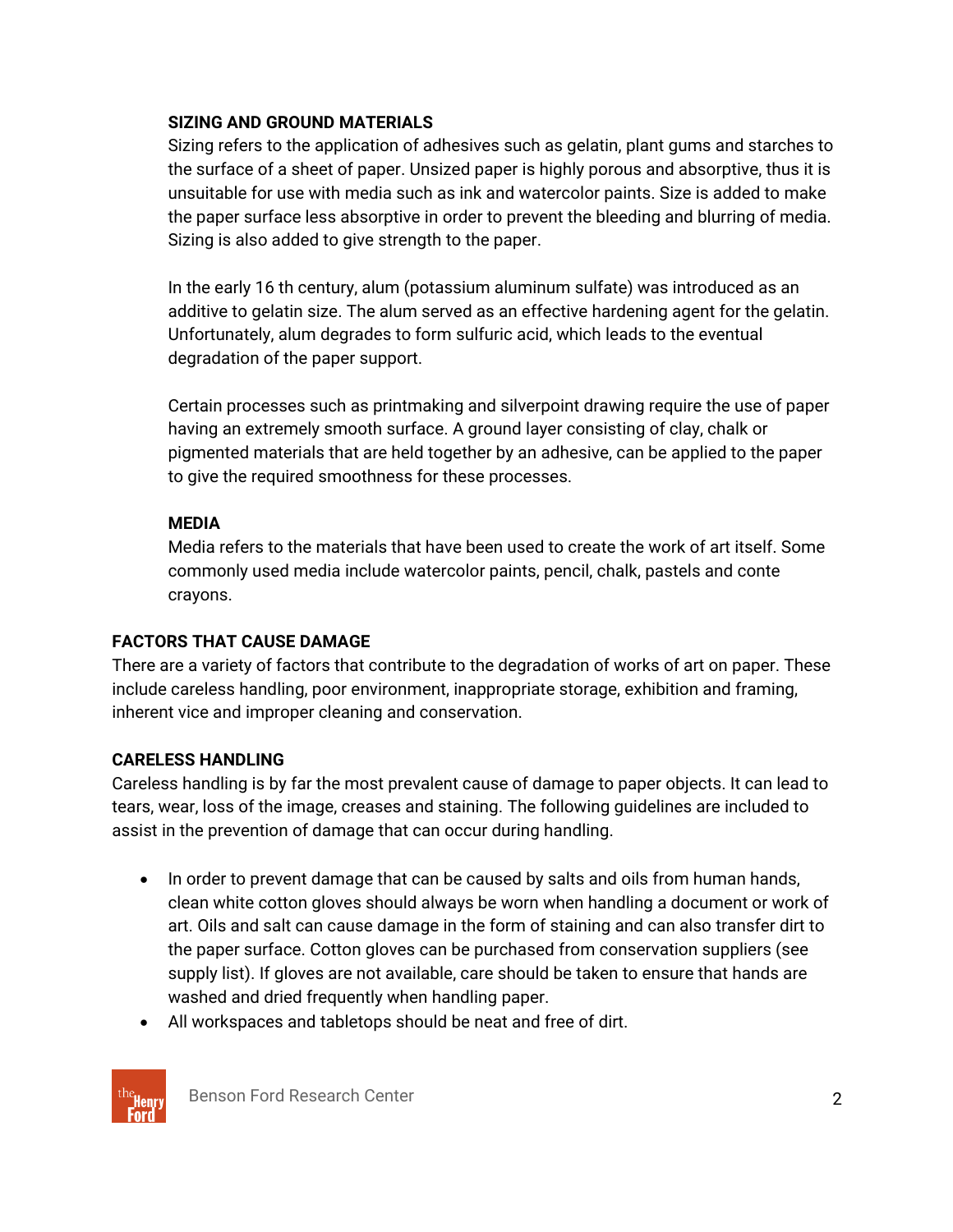### SIZING AND GROUND MATERIALS

Sizing refers to the application of adhesives such as gelatin, plant gums and starches to the surface of a sheet of paper. Unsized paper is highly porous and absorptive, thus it is unsuitable for use with media such as ink and watercolor paints. Size is added to make the paper surface less absorptive in order to prevent the bleeding and blurring of media. Sizing is also added to give strength to the paper.

In the early 16 th century, alum (potassium aluminum sulfate) was introduced as an additive to gelatin size. The alum served as an effective hardening agent for the gelatin. Unfortunately, alum degrades to form sulfuric acid, which leads to the eventual degradation of the paper support.

Certain processes such as printmaking and silverpoint drawing require the use of paper having an extremely smooth surface. A ground layer consisting of clay, chalk or pigmented materials that are held together by an adhesive, can be applied to the paper to give the required smoothness for these processes.

### MEDIA

Media refers to the materials that have been used to create the work of art itself. Some commonly used media include watercolor paints, pencil, chalk, pastels and conte crayons.

## FACTORS THAT CAUSE DAMAGE

There are a variety of factors that contribute to the degradation of works of art on paper. These include careless handling, poor environment, inappropriate storage, exhibition and framing, inherent vice and improper cleaning and conservation.

## CARELESS HANDLING

Careless handling is by far the most prevalent cause of damage to paper objects. It can lead to tears, wear, loss of the image, creases and staining. The following guidelines are included to assist in the prevention of damage that can occur during handling.

- In order to prevent damage that can be caused by salts and oils from human hands, clean white cotton gloves should always be worn when handling a document or work of art. Oils and salt can cause damage in the form of staining and can also transfer dirt to the paper surface. Cotton gloves can be purchased from conservation suppliers (see supply list). If gloves are not available, care should be taken to ensure that hands are washed and dried frequently when handling paper.
- All workspaces and tabletops should be neat and free of dirt.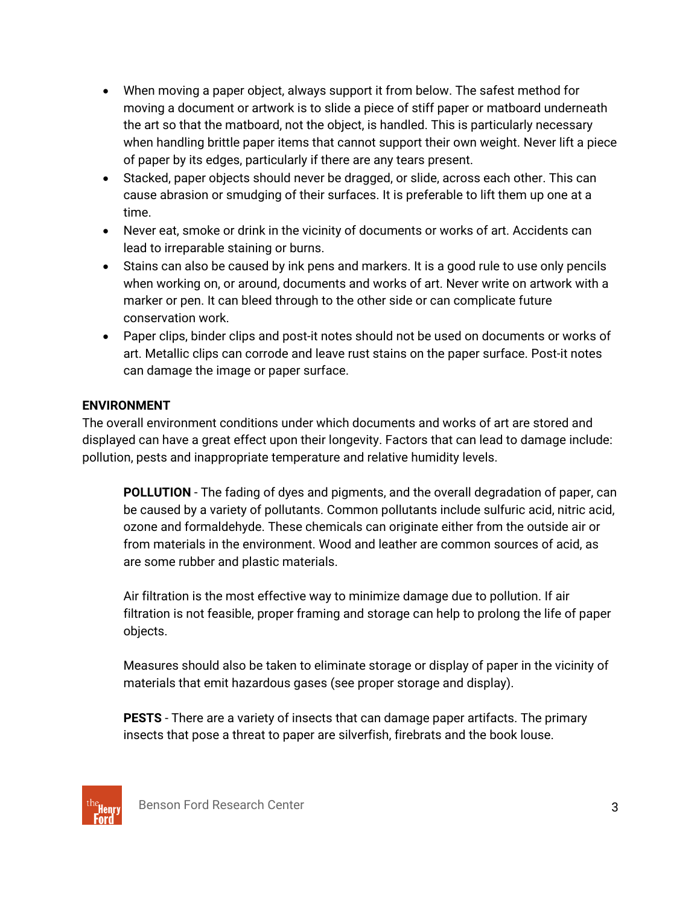- When moving a paper object, always support it from below. The safest method for moving a document or artwork is to slide a piece of stiff paper or matboard underneath the art so that the matboard, not the object, is handled. This is particularly necessary when handling brittle paper items that cannot support their own weight. Never lift a piece of paper by its edges, particularly if there are any tears present.
- Stacked, paper objects should never be dragged, or slide, across each other. This can cause abrasion or smudging of their surfaces. It is preferable to lift them up one at a time.
- Never eat, smoke or drink in the vicinity of documents or works of art. Accidents can lead to irreparable staining or burns.
- Stains can also be caused by ink pens and markers. It is a good rule to use only pencils when working on, or around, documents and works of art. Never write on artwork with a marker or pen. It can bleed through to the other side or can complicate future conservation work.
- Paper clips, binder clips and post-it notes should not be used on documents or works of art. Metallic clips can corrode and leave rust stains on the paper surface. Post-it notes can damage the image or paper surface.

**ENVIRONMENT**

The overall environment conditions under which documents and works of art are stored and displayed can have a great effect upon their longevity. Factors that can lead to damage include: pollution, pests and inappropriate temperature and relative humidity levels.

**POLLUTION** - The fading of dyes and pigments, and the overall degradation of paper, can be caused by a variety of pollutants. Common pollutants include sulfuric acid, nitric acid, ozone and formaldehyde. These chemicals can originate either from the outside air or from materials in the environment. Wood and leather are common sources of acid, as are some rubber and plastic materials.

Air filtration is the most effective way to minimize damage due to pollution. If air filtration is not feasible, proper framing and storage can help to prolong the life of paper objects.

Measures should also be taken to eliminate storage or display of paper in the vicinity of materials that emit hazardous gases (see proper storage and display).

**PESTS** - There are a variety of insects that can damage paper artifacts. The primary insects that pose a threat to paper are silverfish, firebrats and the book louse.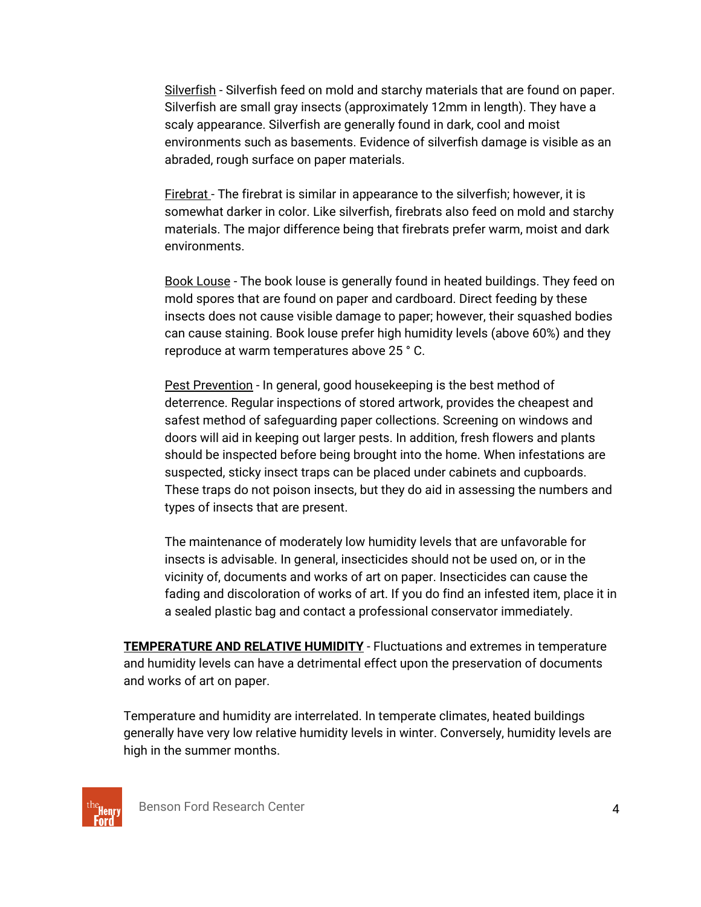<u>Silverfish</u> - Silverfish feed on mold and starchy materials that are found on paper. Silverfish are small gray insects (approximately 12mm in length). They have a scaly appearance. Silverfish are generally found in dark, cool and moist environments such as basements. Evidence of silverfish damage is visible as an abraded, rough surface on paper materials.

<u>Firebrat</u> - The firebrat is similar in appearance to the silverfish; however, it is somewhat darker in color. Like silverfish, firebrats also feed on mold and starchy materials. The major difference being that firebrats prefer warm, moist and dark environments.

<u>Book Louse</u> - The book louse is generally found in heated buildings. They feed on mold spores that are found on paper and cardboard. Direct feeding by these insects does not cause visible damage to paper; however, their squashed bodies can cause staining. Book louse prefer high humidity levels (above 60%) and they reproduce at warm temperatures above 25 ° C.

<u>Pest Prevention</u> - In general, good housekeeping is the best method of deterrence. Regular inspections of stored artwork, provides the cheapest and safest method of safeguarding paper collections. Screening on windows and doors will aid in keeping out larger pests. In addition, fresh flowers and plants should be inspected before being brought into the home. When infestations are suspected, sticky insect traps can be placed under cabinets and cupboards. These traps do not poison insects, but they do aid in assessing the numbers and types of insects that are present.

The maintenance of moderately low humidity levels that are unfavorable for insects is advisable. In general, insecticides should not be used on, or in the vicinity of, documents and works of art on paper. Insecticides can cause the fading and discoloration of works of art. If you do find an infested item, place it in a sealed plastic bag and contact a professional conservator immediately.

**<u>TEMPERATURE AND RELATIVE HUMIDITY</u>** - Fluctuations and extremes in temperature and humidity levels can have a detrimental effect upon the preservation of documents and works of art on paper.

Temperature and humidity are interrelated. In temperate climates, heated buildings generally have very low relative humidity levels in winter. Conversely, humidity levels are high in the summer months.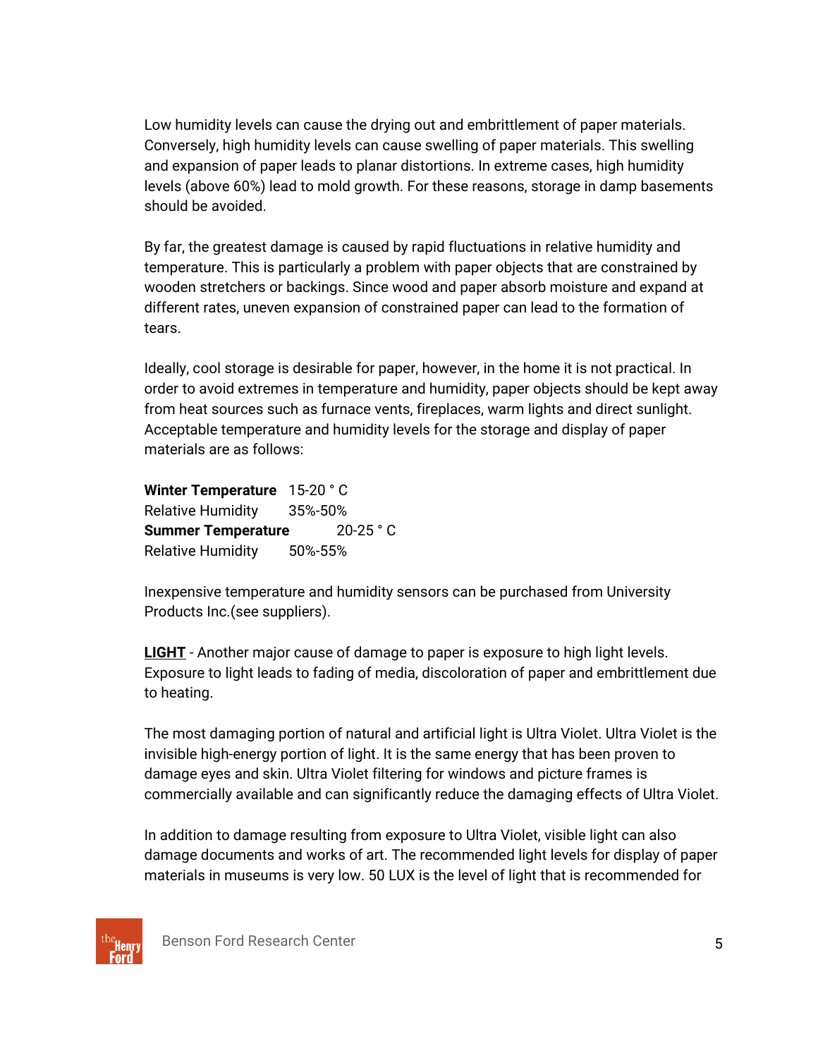Low humidity levels can cause the drying out and embrittlement of paper materials. Conversely, high humidity levels can cause swelling of paper materials. This swelling and expansion of paper leads to planar distortions. In extreme cases, high humidity levels (above 60%) lead to mold growth. For these reasons, storage in damp basements should be avoided.

By far, the greatest damage is caused by rapid fluctuations in relative humidity and temperature. This is particularly a problem with paper objects that are constrained by wooden stretchers or backings. Since wood and paper absorb moisture and expand at different rates, uneven expansion of constrained paper can lead to the formation of tears.

Ideally, cool storage is desirable for paper, however, in the home it is not practical. In order to avoid extremes in temperature and humidity, paper objects should be kept away from heat sources such as furnace vents, fireplaces, warm lights and direct sunlight. Acceptable temperature and humidity levels for the storage and display of paper materials are as follows:

**Winter Temperature** 15-20 ° C
Relative Humidity 35%-50%
**Summer Temperature** 20-25 ° C
Relative Humidity 50%-55%

Inexpensive temperature and humidity sensors can be purchased from University Products Inc.(see suppliers).

**LIGHT** - Another major cause of damage to paper is exposure to high light levels. Exposure to light leads to fading of media, discoloration of paper and embrittlement due to heating.

The most damaging portion of natural and artificial light is Ultra Violet. Ultra Violet is the invisible high-energy portion of light. It is the same energy that has been proven to damage eyes and skin. Ultra Violet filtering for windows and picture frames is commercially available and can significantly reduce the damaging effects of Ultra Violet.

In addition to damage resulting from exposure to Ultra Violet, visible light can also damage documents and works of art. The recommended light levels for display of paper materials in museums is very low. 50 LUX is the level of light that is recommended for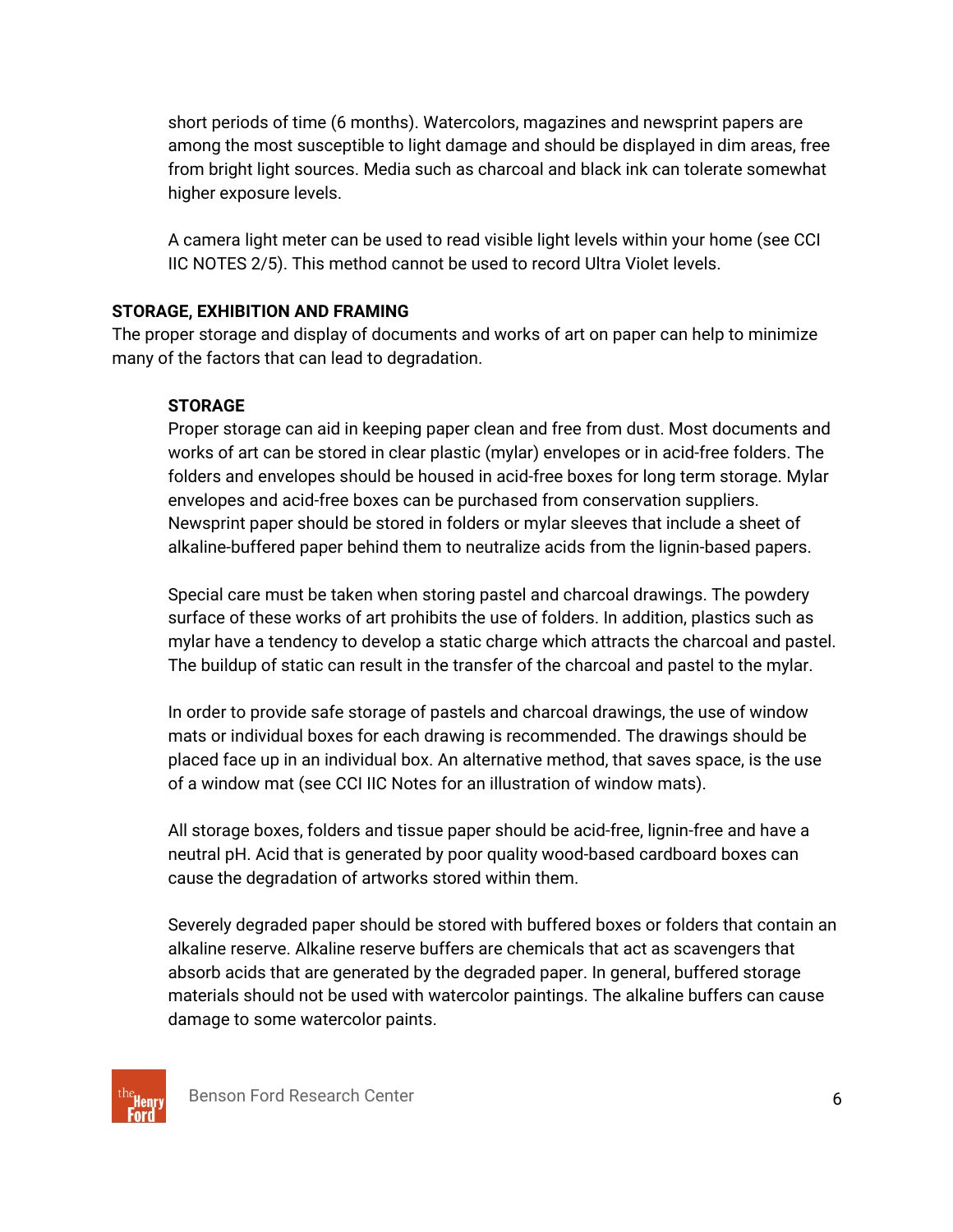short periods of time (6 months). Watercolors, magazines and newsprint papers are among the most susceptible to light damage and should be displayed in dim areas, free from bright light sources. Media such as charcoal and black ink can tolerate somewhat higher exposure levels.

A camera light meter can be used to read visible light levels within your home (see CCI IIC NOTES 2/5). This method cannot be used to record Ultra Violet levels.

## STORAGE, EXHIBITION AND FRAMING

The proper storage and display of documents and works of art on paper can help to minimize many of the factors that can lead to degradation.

### STORAGE

Proper storage can aid in keeping paper clean and free from dust. Most documents and works of art can be stored in clear plastic (mylar) envelopes or in acid-free folders. The folders and envelopes should be housed in acid-free boxes for long term storage. Mylar envelopes and acid-free boxes can be purchased from conservation suppliers. Newsprint paper should be stored in folders or mylar sleeves that include a sheet of alkaline-buffered paper behind them to neutralize acids from the lignin-based papers.

Special care must be taken when storing pastel and charcoal drawings. The powdery surface of these works of art prohibits the use of folders. In addition, plastics such as mylar have a tendency to develop a static charge which attracts the charcoal and pastel. The buildup of static can result in the transfer of the charcoal and pastel to the mylar.

In order to provide safe storage of pastels and charcoal drawings, the use of window mats or individual boxes for each drawing is recommended. The drawings should be placed face up in an individual box. An alternative method, that saves space, is the use of a window mat (see CCI IIC Notes for an illustration of window mats).

All storage boxes, folders and tissue paper should be acid-free, lignin-free and have a neutral pH. Acid that is generated by poor quality wood-based cardboard boxes can cause the degradation of artworks stored within them.

Severely degraded paper should be stored with buffered boxes or folders that contain an alkaline reserve. Alkaline reserve buffers are chemicals that act as scavengers that absorb acids that are generated by the degraded paper. In general, buffered storage materials should not be used with watercolor paintings. The alkaline buffers can cause damage to some watercolor paints.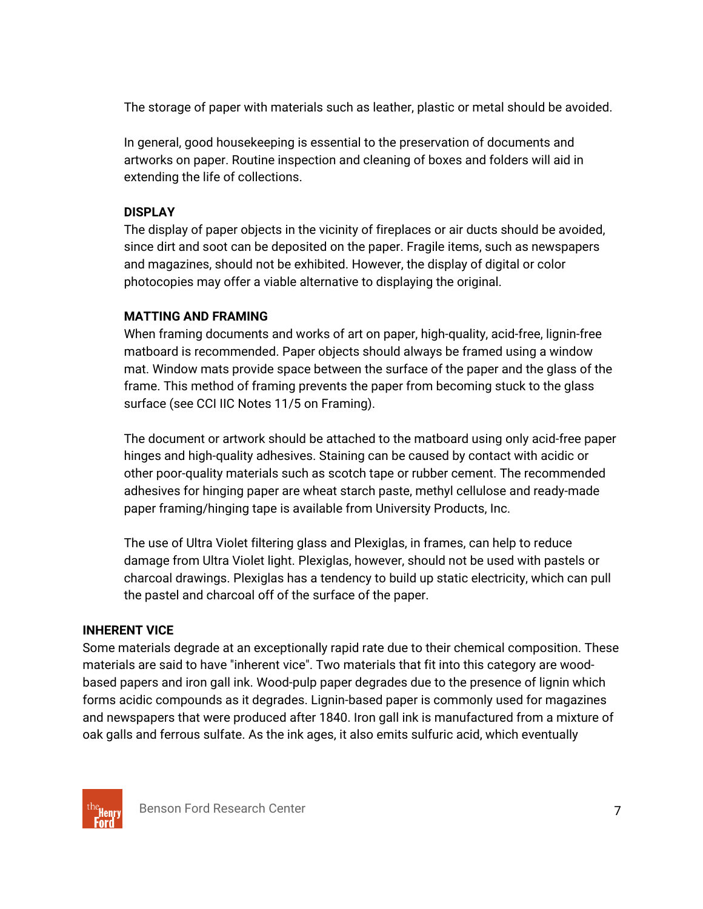The storage of paper with materials such as leather, plastic or metal should be avoided.

In general, good housekeeping is essential to the preservation of documents and artworks on paper. Routine inspection and cleaning of boxes and folders will aid in extending the life of collections.

### DISPLAY

The display of paper objects in the vicinity of fireplaces or air ducts should be avoided, since dirt and soot can be deposited on the paper. Fragile items, such as newspapers and magazines, should not be exhibited. However, the display of digital or color photocopies may offer a viable alternative to displaying the original.

### MATTING AND FRAMING

When framing documents and works of art on paper, high-quality, acid-free, lignin-free matboard is recommended. Paper objects should always be framed using a window mat. Window mats provide space between the surface of the paper and the glass of the frame. This method of framing prevents the paper from becoming stuck to the glass surface (see CCI IIC Notes 11/5 on Framing).

The document or artwork should be attached to the matboard using only acid-free paper hinges and high-quality adhesives. Staining can be caused by contact with acidic or other poor-quality materials such as scotch tape or rubber cement. The recommended adhesives for hinging paper are wheat starch paste, methyl cellulose and ready-made paper framing/hinging tape is available from University Products, Inc.

The use of Ultra Violet filtering glass and Plexiglas, in frames, can help to reduce damage from Ultra Violet light. Plexiglas, however, should not be used with pastels or charcoal drawings. Plexiglas has a tendency to build up static electricity, which can pull the pastel and charcoal off of the surface of the paper.

## INHERENT VICE

Some materials degrade at an exceptionally rapid rate due to their chemical composition. These materials are said to have "inherent vice". Two materials that fit into this category are wood-based papers and iron gall ink. Wood-pulp paper degrades due to the presence of lignin which forms acidic compounds as it degrades. Lignin-based paper is commonly used for magazines and newspapers that were produced after 1840. Iron gall ink is manufactured from a mixture of oak galls and ferrous sulfate. As the ink ages, it also emits sulfuric acid, which eventually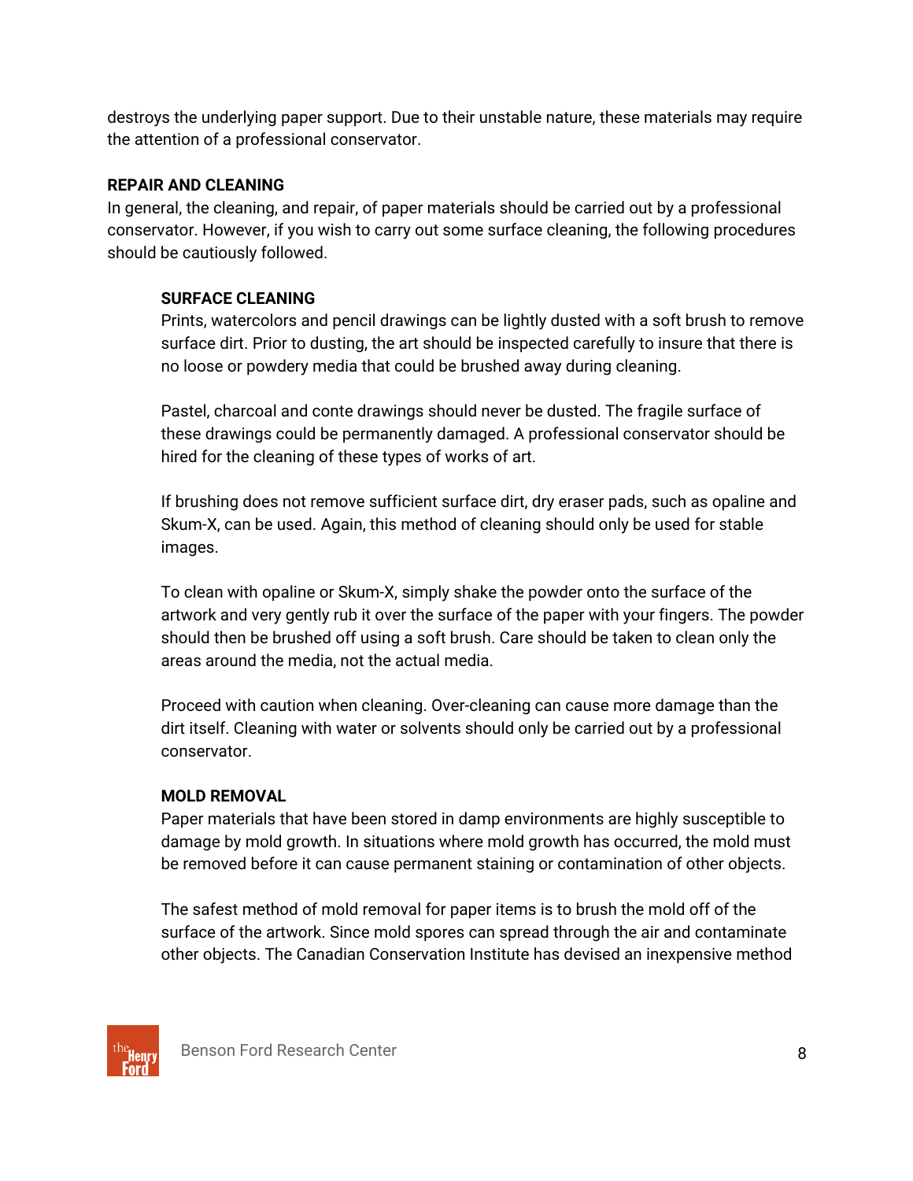destroys the underlying paper support. Due to their unstable nature, these materials may require the attention of a professional conservator.

## REPAIR AND CLEANING

In general, the cleaning, and repair, of paper materials should be carried out by a professional conservator. However, if you wish to carry out some surface cleaning, the following procedures should be cautiously followed.

### SURFACE CLEANING

Prints, watercolors and pencil drawings can be lightly dusted with a soft brush to remove surface dirt. Prior to dusting, the art should be inspected carefully to insure that there is no loose or powdery media that could be brushed away during cleaning.

Pastel, charcoal and conte drawings should never be dusted. The fragile surface of these drawings could be permanently damaged. A professional conservator should be hired for the cleaning of these types of works of art.

If brushing does not remove sufficient surface dirt, dry eraser pads, such as opaline and Skum-X, can be used. Again, this method of cleaning should only be used for stable images.

To clean with opaline or Skum-X, simply shake the powder onto the surface of the artwork and very gently rub it over the surface of the paper with your fingers. The powder should then be brushed off using a soft brush. Care should be taken to clean only the areas around the media, not the actual media.

Proceed with caution when cleaning. Over-cleaning can cause more damage than the dirt itself. Cleaning with water or solvents should only be carried out by a professional conservator.

### MOLD REMOVAL

Paper materials that have been stored in damp environments are highly susceptible to damage by mold growth. In situations where mold growth has occurred, the mold must be removed before it can cause permanent staining or contamination of other objects.

The safest method of mold removal for paper items is to brush the mold off of the surface of the artwork. Since mold spores can spread through the air and contaminate other objects. The Canadian Conservation Institute has devised an inexpensive method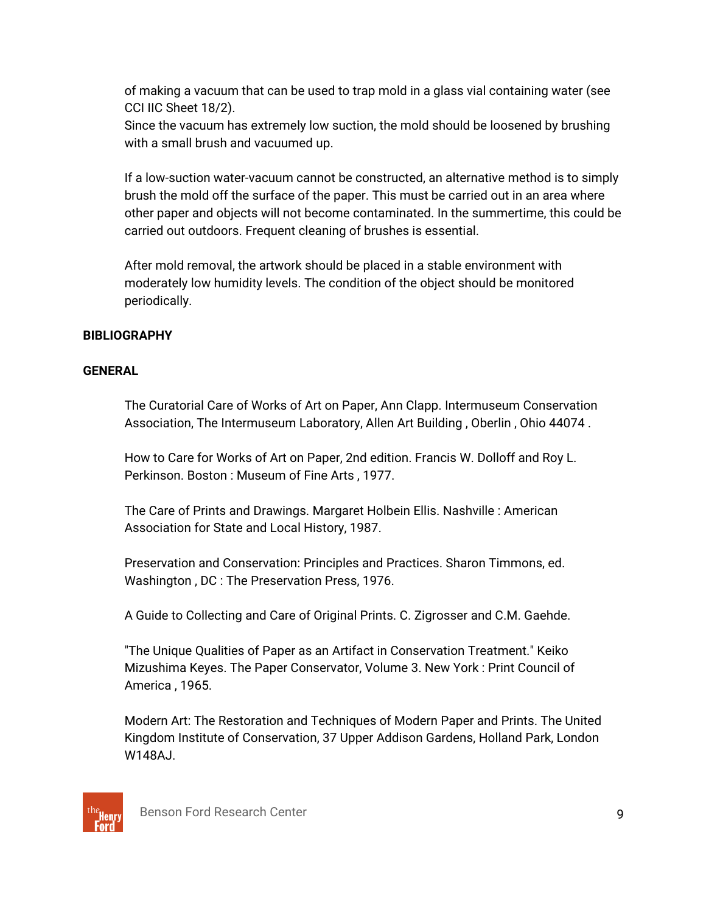of making a vacuum that can be used to trap mold in a glass vial containing water (see CCI IIC Sheet 18/2).
Since the vacuum has extremely low suction, the mold should be loosened by brushing with a small brush and vacuumed up.

If a low-suction water-vacuum cannot be constructed, an alternative method is to simply brush the mold off the surface of the paper. This must be carried out in an area where other paper and objects will not become contaminated. In the summertime, this could be carried out outdoors. Frequent cleaning of brushes is essential.

After mold removal, the artwork should be placed in a stable environment with moderately low humidity levels. The condition of the object should be monitored periodically.

**BIBLIOGRAPHY**

**GENERAL**

The Curatorial Care of Works of Art on Paper, Ann Clapp. Intermuseum Conservation Association, The Intermuseum Laboratory, Allen Art Building , Oberlin , Ohio 44074 .

How to Care for Works of Art on Paper, 2nd edition. Francis W. Dolloff and Roy L. Perkinson. Boston : Museum of Fine Arts , 1977.

The Care of Prints and Drawings. Margaret Holbein Ellis. Nashville : American Association for State and Local History, 1987.

Preservation and Conservation: Principles and Practices. Sharon Timmons, ed. Washington , DC : The Preservation Press, 1976.

A Guide to Collecting and Care of Original Prints. C. Zigrosser and C.M. Gaehde.

"The Unique Qualities of Paper as an Artifact in Conservation Treatment." Keiko Mizushima Keyes. The Paper Conservator, Volume 3. New York : Print Council of America , 1965.

Modern Art: The Restoration and Techniques of Modern Paper and Prints. The United Kingdom Institute of Conservation, 37 Upper Addison Gardens, Holland Park, London W148AJ.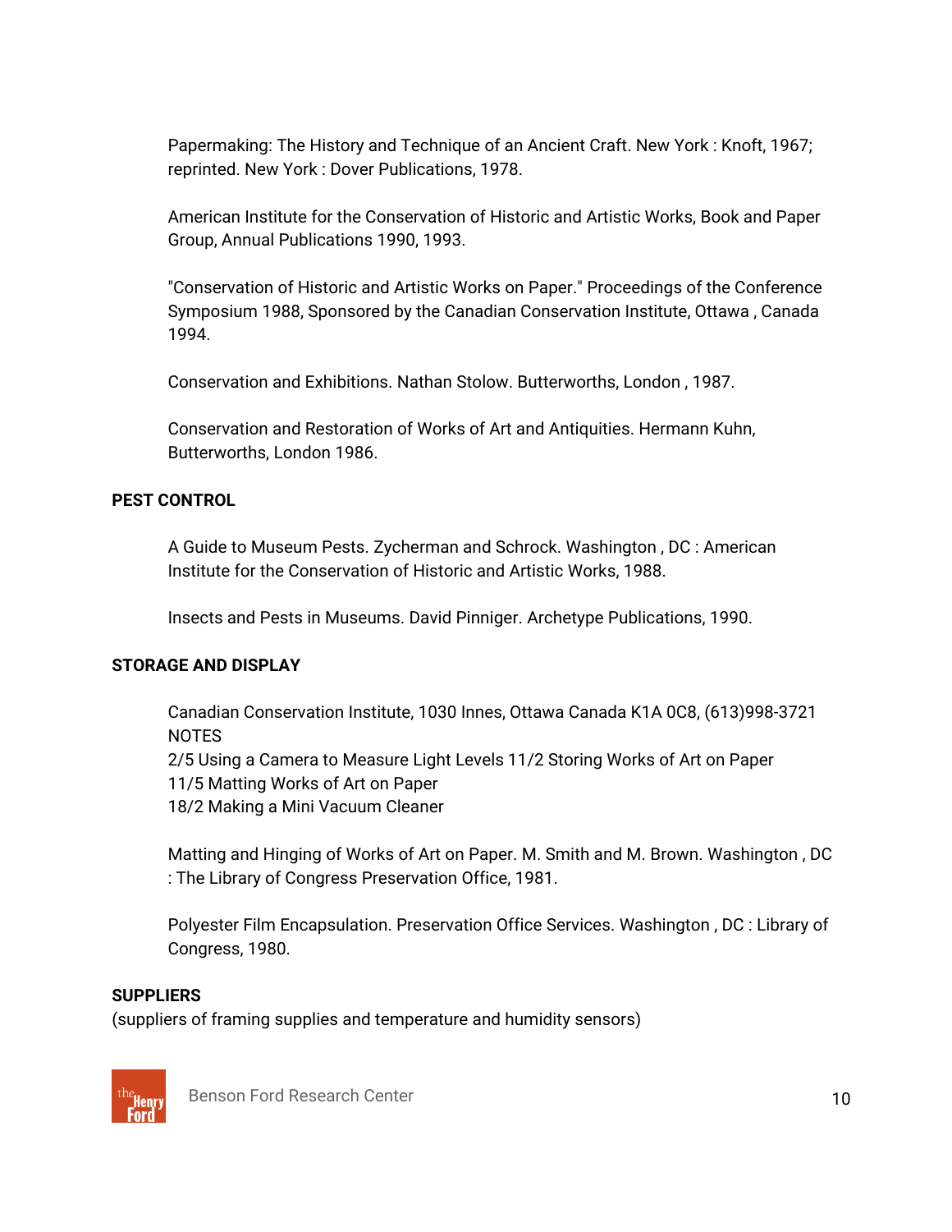Papermaking: The History and Technique of an Ancient Craft. New York : Knoft, 1967; reprinted. New York : Dover Publications, 1978.

American Institute for the Conservation of Historic and Artistic Works, Book and Paper Group, Annual Publications 1990, 1993.

"Conservation of Historic and Artistic Works on Paper." Proceedings of the Conference Symposium 1988, Sponsored by the Canadian Conservation Institute, Ottawa , Canada 1994.

Conservation and Exhibitions. Nathan Stolow. Butterworths, London , 1987.

Conservation and Restoration of Works of Art and Antiquities. Hermann Kuhn, Butterworths, London 1986.

**PEST CONTROL**

A Guide to Museum Pests. Zycherman and Schrock. Washington , DC : American Institute for the Conservation of Historic and Artistic Works, 1988.

Insects and Pests in Museums. David Pinniger. Archetype Publications, 1990.

**STORAGE AND DISPLAY**

Canadian Conservation Institute, 1030 Innes, Ottawa Canada K1A 0C8, (613)998-3721
NOTES
2/5 Using a Camera to Measure Light Levels 11/2 Storing Works of Art on Paper
11/5 Matting Works of Art on Paper
18/2 Making a Mini Vacuum Cleaner

Matting and Hinging of Works of Art on Paper. M. Smith and M. Brown. Washington , DC : The Library of Congress Preservation Office, 1981.

Polyester Film Encapsulation. Preservation Office Services. Washington , DC : Library of Congress, 1980.

**SUPPLIERS**
(suppliers of framing supplies and temperature and humidity sensors)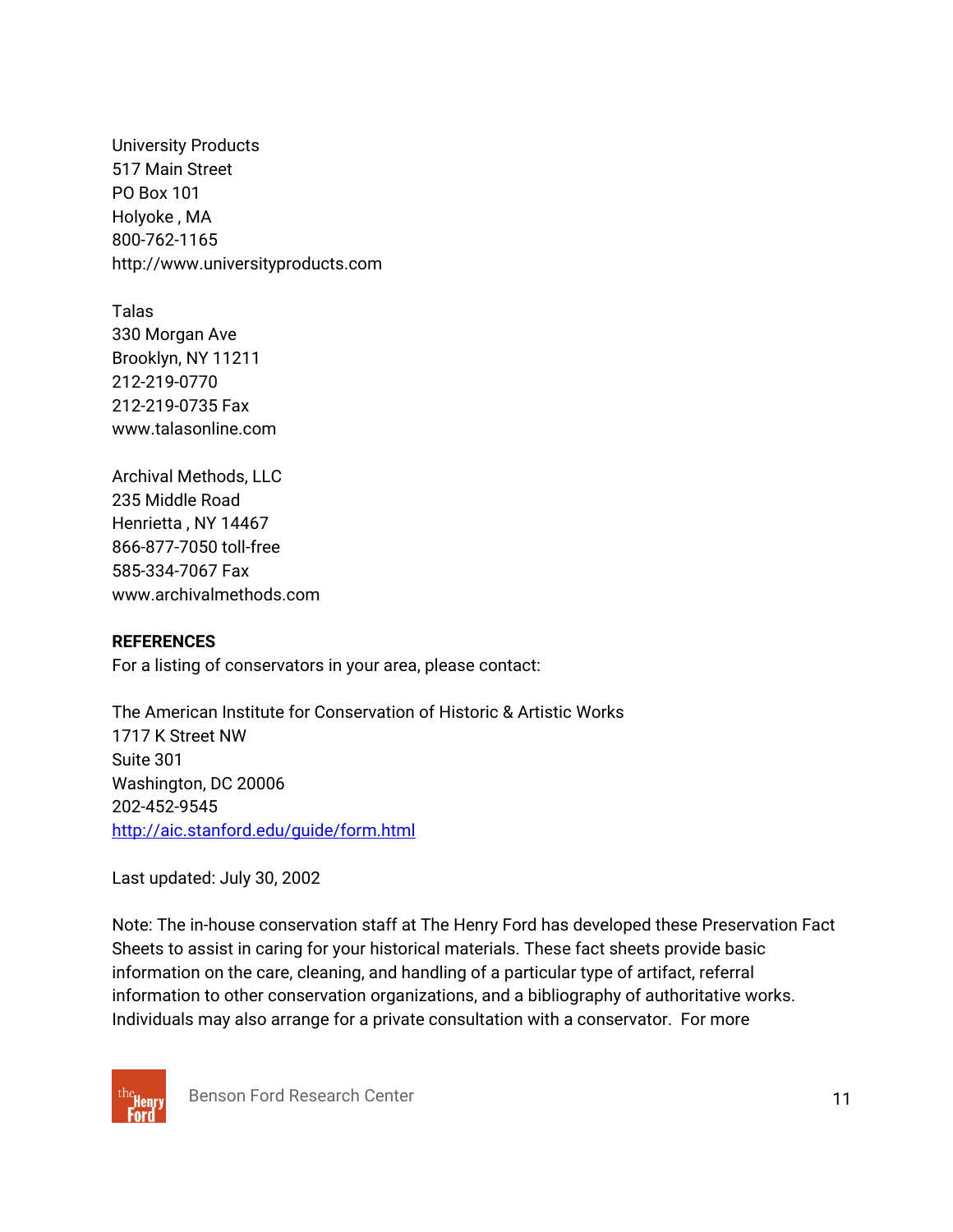University Products  
517 Main Street  
PO Box 101  
Holyoke , MA  
800-762-1165  
http://www.universityproducts.com

Talas  
330 Morgan Ave  
Brooklyn, NY 11211  
212-219-0770  
212-219-0735 Fax  
www.talasonline.com

Archival Methods, LLC  
235 Middle Road  
Henrietta , NY 14467  
866-877-7050 toll-free  
585-334-7067 Fax  
www.archivalmethods.com

**REFERENCES**  
For a listing of conservators in your area, please contact:

The American Institute for Conservation of Historic & Artistic Works  
1717 K Street NW  
Suite 301  
Washington, DC 20006  
202-452-9545  
[http://aic.stanford.edu/guide/form.html](http://aic.stanford.edu/guide/form.html)

Last updated: July 30, 2002

Note: The in-house conservation staff at The Henry Ford has developed these Preservation Fact Sheets to assist in caring for your historical materials. These fact sheets provide basic information on the care, cleaning, and handling of a particular type of artifact, referral information to other conservation organizations, and a bibliography of authoritative works. Individuals may also arrange for a private consultation with a conservator. For more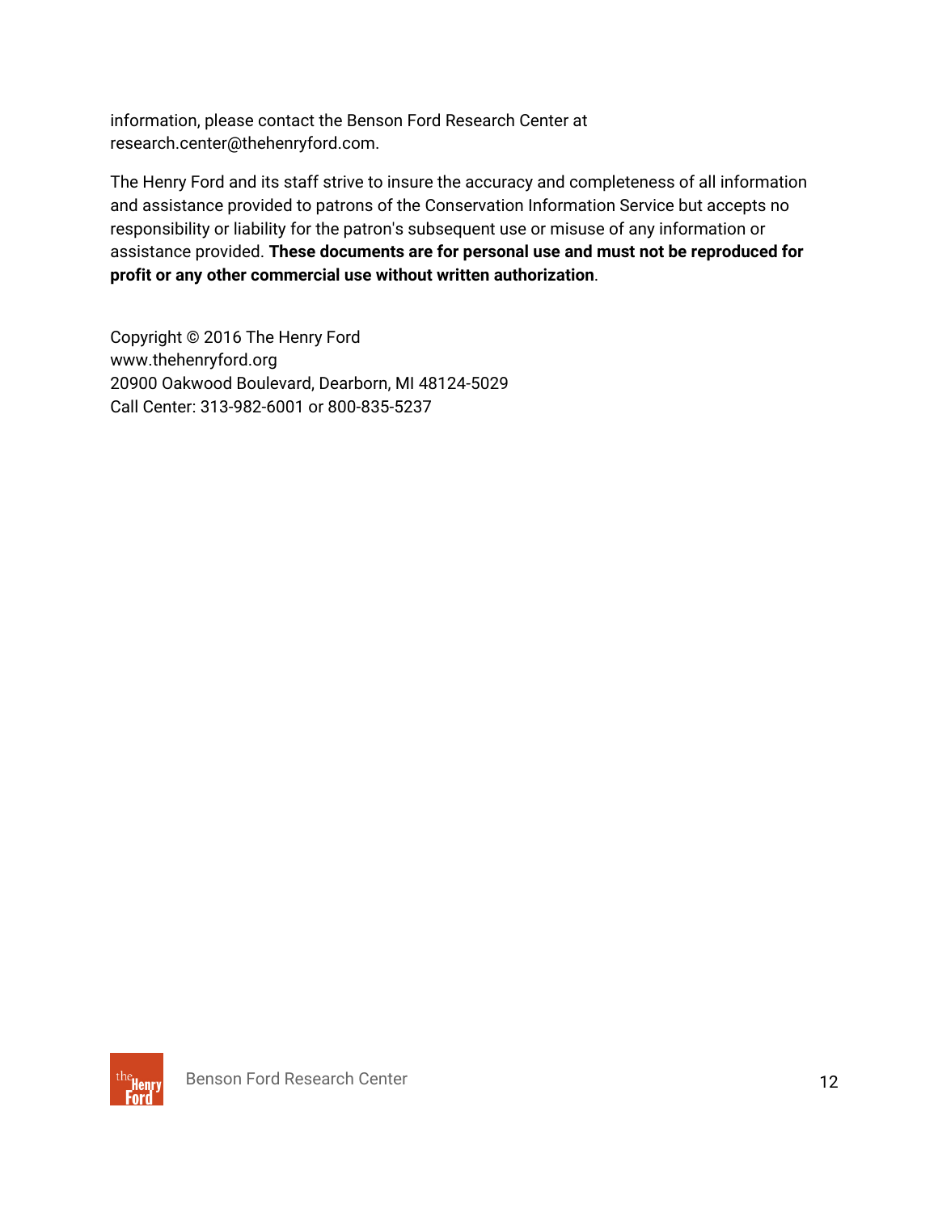information, please contact the Benson Ford Research Center at research.center@thehenryford.com.

The Henry Ford and its staff strive to insure the accuracy and completeness of all information and assistance provided to patrons of the Conservation Information Service but accepts no responsibility or liability for the patron's subsequent use or misuse of any information or assistance provided. **These documents are for personal use and must not be reproduced for profit or any other commercial use without written authorization**.

Copyright © 2016 The Henry Ford
www.thehenryford.org
20900 Oakwood Boulevard, Dearborn, MI 48124-5029
Call Center: 313-982-6001 or 800-835-5237